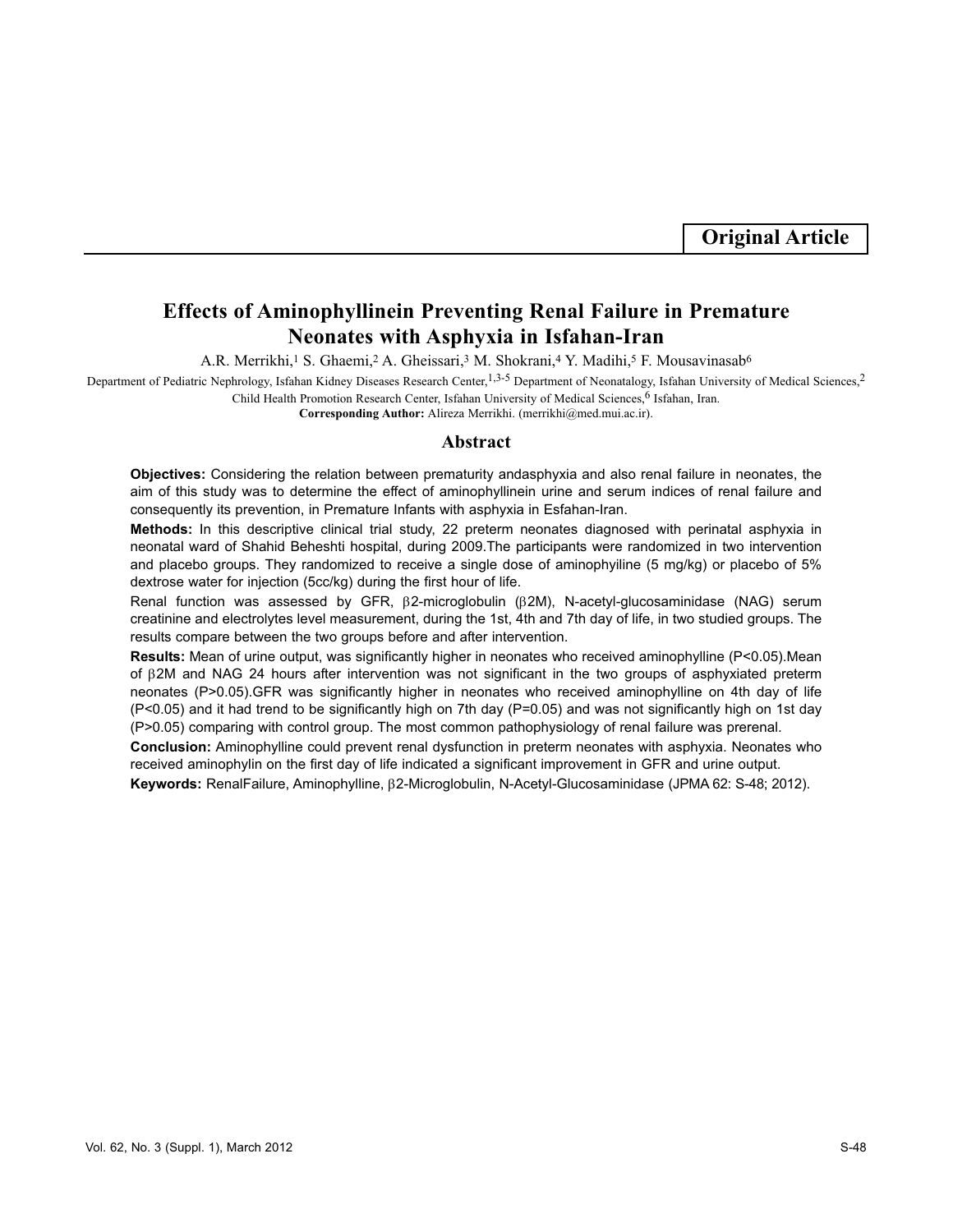**Original Article**

# Effects of Aminophyllinein Preventing Renal Failure in Premature Neonates with Asphyxia in Isfahan-Iran

A.R. Merrikhi,[1] S. Ghaemi,[2] A. Gheissari,[3] M. Shokrani,[4] Y. Madihi,[5] F. Mousavinasab[6]

Department of Pediatric Nephrology, Isfahan Kidney Diseases Research Center,[1,3-5] Department of Neonatalogy, Isfahan University of Medical Sciences,[2] Child Health Promotion Research Center, Isfahan University of Medical Sciences,[6] Isfahan, Iran.

**Corresponding Author:** Alireza Merrikhi. (merrikhi@med.mui.ac.ir).

## Abstract

**Objectives:** Considering the relation between prematurity andasphyxia and also renal failure in neonates, the aim of this study was to determine the effect of aminophyllinein urine and serum indices of renal failure and consequently its prevention, in Premature Infants with asphyxia in Esfahan-Iran.

**Methods:** In this descriptive clinical trial study, 22 preterm neonates diagnosed with perinatal asphyxia in neonatal ward of Shahid Beheshti hospital, during 2009.The participants were randomized in two intervention and placebo groups. They randomized to receive a single dose of aminophyiline (5 mg/kg) or placebo of 5% dextrose water for injection (5cc/kg) during the first hour of life.

Renal function was assessed by GFR, β2-microglobulin (β2M), N-acetyl-glucosaminidase (NAG) serum creatinine and electrolytes level measurement, during the 1st, 4th and 7th day of life, in two studied groups. The results compare between the two groups before and after intervention.

**Results:** Mean of urine output, was significantly higher in neonates who received aminophylline ($P<0.05$).Mean of β2M and NAG 24 hours after intervention was not significant in the two groups of asphyxiated preterm neonates ($P>0.05$).GFR was significantly higher in neonates who received aminophylline on 4th day of life ($P<0.05$) and it had trend to be significantly high on 7th day ($P=0.05$) and was not significantly high on 1st day ($P>0.05$) comparing with control group. The most common pathophysiology of renal failure was prerenal.

**Conclusion:** Aminophylline could prevent renal dysfunction in preterm neonates with asphyxia. Neonates who received aminophylin on the first day of life indicated a significant improvement in GFR and urine output.

**Keywords:** RenalFailure, Aminophylline, β2-Microglobulin, N-Acetyl-Glucosaminidase (JPMA 62: S-48; 2012).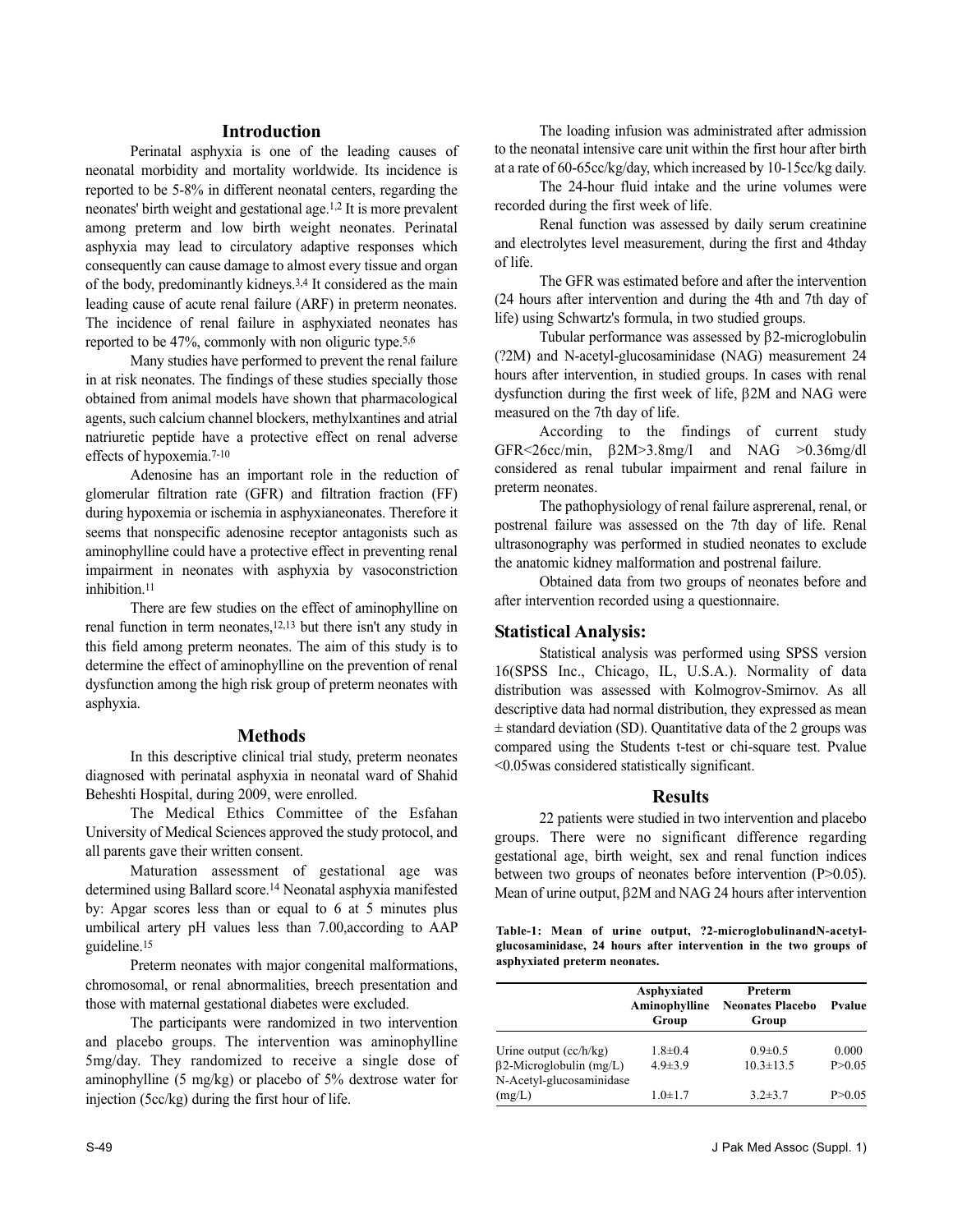## Introduction

Perinatal asphyxia is one of the leading causes of neonatal morbidity and mortality worldwide. Its incidence is reported to be 5-8% in different neonatal centers, regarding the neonates' birth weight and gestational age.[1,2] It is more prevalent among preterm and low birth weight neonates. Perinatal asphyxia may lead to circulatory adaptive responses which consequently can cause damage to almost every tissue and organ of the body, predominantly kidneys.[3,4] It considered as the main leading cause of acute renal failure (ARF) in preterm neonates. The incidence of renal failure in asphyxiated neonates has reported to be 47%, commonly with non oliguric type.[5,6]

Many studies have performed to prevent the renal failure in at risk neonates. The findings of these studies specially those obtained from animal models have shown that pharmacological agents, such calcium channel blockers, methylxantines and atrial natriuretic peptide have a protective effect on renal adverse effects of hypoxemia.[7-10]

Adenosine has an important role in the reduction of glomerular filtration rate (GFR) and filtration fraction (FF) during hypoxemia or ischemia in asphyxianeonates. Therefore it seems that nonspecific adenosine receptor antagonists such as aminophylline could have a protective effect in preventing renal impairment in neonates with asphyxia by vasoconstriction inhibition.[11]

There are few studies on the effect of aminophylline on renal function in term neonates,[12,13] but there isn't any study in this field among preterm neonates. The aim of this study is to determine the effect of aminophylline on the prevention of renal dysfunction among the high risk group of preterm neonates with asphyxia.

## Methods

In this descriptive clinical trial study, preterm neonates diagnosed with perinatal asphyxia in neonatal ward of Shahid Beheshti Hospital, during 2009, were enrolled.

The Medical Ethics Committee of the Esfahan University of Medical Sciences approved the study protocol, and all parents gave their written consent.

Maturation assessment of gestational age was determined using Ballard score.[14] Neonatal asphyxia manifested by: Apgar scores less than or equal to 6 at 5 minutes plus umbilical artery pH values less than 7.00,according to AAP guideline.[15]

Preterm neonates with major congenital malformations, chromosomal, or renal abnormalities, breech presentation and those with maternal gestational diabetes were excluded.

The participants were randomized in two intervention and placebo groups. The intervention was aminophylline 5mg/day. They randomized to receive a single dose of aminophylline (5 mg/kg) or placebo of 5% dextrose water for injection (5cc/kg) during the first hour of life.

The loading infusion was administrated after admission to the neonatal intensive care unit within the first hour after birth at a rate of 60-65cc/kg/day, which increased by 10-15cc/kg daily.

The 24-hour fluid intake and the urine volumes were recorded during the first week of life.

Renal function was assessed by daily serum creatinine and electrolytes level measurement, during the first and 4thday of life.

The GFR was estimated before and after the intervention (24 hours after intervention and during the 4th and 7th day of life) using Schwartz's formula, in two studied groups.

Tubular performance was assessed by β2-microglobulin (?2M) and N-acetyl-glucosaminidase (NAG) measurement 24 hours after intervention, in studied groups. In cases with renal dysfunction during the first week of life, β2M and NAG were measured on the 7th day of life.

According to the findings of current study GFR<26cc/min, β2M>3.8mg/l and NAG >0.36mg/dl considered as renal tubular impairment and renal failure in preterm neonates.

The pathophysiology of renal failure asprerenal, renal, or postrenal failure was assessed on the 7th day of life. Renal ultrasonography was performed in studied neonates to exclude the anatomic kidney malformation and postrenal failure.

Obtained data from two groups of neonates before and after intervention recorded using a questionnaire.

## Statistical Analysis:

Statistical analysis was performed using SPSS version 16(SPSS Inc., Chicago, IL, U.S.A.). Normality of data distribution was assessed with Kolmogrov-Smirnov. As all descriptive data had normal distribution, they expressed as mean ± standard deviation (SD). Quantitative data of the 2 groups was compared using the Students t-test or chi-square test. Pvalue <0.05was considered statistically significant.

## Results

22 patients were studied in two intervention and placebo groups. There were no significant difference regarding gestational age, birth weight, sex and renal function indices between two groups of neonates before intervention (P>0.05). Mean of urine output, β2M and NAG 24 hours after intervention

**Table-1: Mean of urine output, ?2-microglobulinandN-acetyl-glucosaminidase, 24 hours after intervention in the two groups of asphyxiated preterm neonates.**

| | Asphyxiated Aminophylline Group | Preterm Neonates Placebo Group | Pvalue |
|---|---|---|---|
| Urine output (cc/h/kg) | 1.8±0.4 | 0.9±0.5 | 0.000 |
| β2-Microglobulin (mg/L) | 4.9±3.9 | 10.3±13.5 | P>0.05 |
| N-Acetyl-glucosaminidase (mg/L) | 1.0±1.7 | 3.2±3.7 | P>0.05 |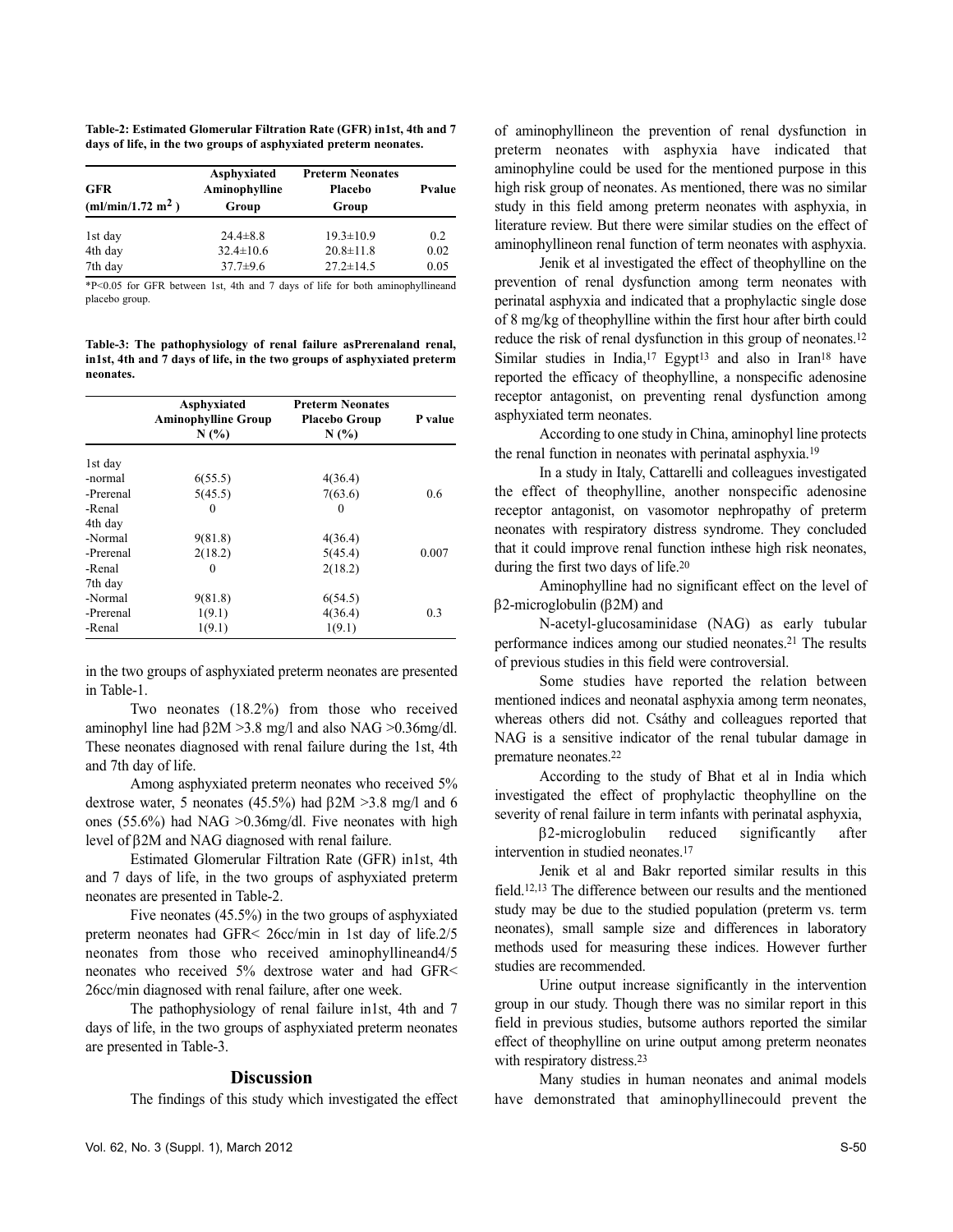**Table-2: Estimated Glomerular Filtration Rate (GFR) in1st, 4th and 7 days of life, in the two groups of asphyxiated preterm neonates.**

| GFR (ml/min/1.72 $m^2$) | Asphyxiated Aminophylline Group | Preterm Neonates Placebo Group | Pvalue |
|---|---|---|---|
| 1st day | 24.4±8.8 | 19.3±10.9 | 0.2 |
| 4th day | 32.4±10.6 | 20.8±11.8 | 0.02 |
| 7th day | 37.7±9.6 | 27.2±14.5 | 0.05 |

*P<0.05 for GFR between 1st, 4th and 7 days of life for both aminophyllineand placebo group.

**Table-3: The pathophysiology of renal failure asPrerenaland renal, in1st, 4th and 7 days of life, in the two groups of asphyxiated preterm neonates.**

| | Asphyxiated Aminophylline Group N (%) | Preterm Neonates Placebo Group N (%) | P value |
|---|---|---|---|
| 1st day | | | |
| -normal | 6(55.5) | 4(36.4) | |
| -Prerenal | 5(45.5) | 7(63.6) | 0.6 |
| -Renal | 0 | 0 | |
| 4th day | | | |
| -Normal | 9(81.8) | 4(36.4) | |
| -Prerenal | 2(18.2) | 5(45.4) | 0.007 |
| -Renal | 0 | 2(18.2) | |
| 7th day | | | |
| -Normal | 9(81.8) | 6(54.5) | |
| -Prerenal | 1(9.1) | 4(36.4) | 0.3 |
| -Renal | 1(9.1) | 1(9.1) | |

in the two groups of asphyxiated preterm neonates are presented in Table-1.

Two neonates (18.2%) from those who received aminophyl line had β2M >3.8 mg/l and also NAG >0.36mg/dl. These neonates diagnosed with renal failure during the 1st, 4th and 7th day of life.

Among asphyxiated preterm neonates who received 5% dextrose water, 5 neonates (45.5%) had β2M >3.8 mg/l and 6 ones (55.6%) had NAG >0.36mg/dl. Five neonates with high level of β2M and NAG diagnosed with renal failure.

Estimated Glomerular Filtration Rate (GFR) in1st, 4th and 7 days of life, in the two groups of asphyxiated preterm neonates are presented in Table-2.

Five neonates (45.5%) in the two groups of asphyxiated preterm neonates had GFR< 26cc/min in 1st day of life.2/5 neonates from those who received aminophyllineand4/5 neonates who received 5% dextrose water and had GFR< 26cc/min diagnosed with renal failure, after one week.

The pathophysiology of renal failure in1st, 4th and 7 days of life, in the two groups of asphyxiated preterm neonates are presented in Table-3.

## Discussion

The findings of this study which investigated the effect of aminophyllineon the prevention of renal dysfunction in preterm neonates with asphyxia have indicated that aminophyline could be used for the mentioned purpose in this high risk group of neonates. As mentioned, there was no similar study in this field among preterm neonates with asphyxia, in literature review. But there were similar studies on the effect of aminophyllineon renal function of term neonates with asphyxia.

Jenik et al investigated the effect of theophylline on the prevention of renal dysfunction among term neonates with perinatal asphyxia and indicated that a prophylactic single dose of 8 mg/kg of theophylline within the first hour after birth could reduce the risk of renal dysfunction in this group of neonates.[12] Similar studies in India,[17] Egypt[13] and also in Iran[18] have reported the efficacy of theophylline, a nonspecific adenosine receptor antagonist, on preventing renal dysfunction among asphyxiated term neonates.

According to one study in China, aminophyl line protects the renal function in neonates with perinatal asphyxia.[19]

In a study in Italy, Cattarelli and colleagues investigated the effect of theophylline, another nonspecific adenosine receptor antagonist, on vasomotor nephropathy of preterm neonates with respiratory distress syndrome. They concluded that it could improve renal function inthese high risk neonates, during the first two days of life.[20]

Aminophylline had no significant effect on the level of β2-microglobulin (β2M) and

N-acetyl-glucosaminidase (NAG) as early tubular performance indices among our studied neonates.[21] The results of previous studies in this field were controversial.

Some studies have reported the relation between mentioned indices and neonatal asphyxia among term neonates, whereas others did not. Csáthy and colleagues reported that NAG is a sensitive indicator of the renal tubular damage in premature neonates.[22]

According to the study of Bhat et al in India which investigated the effect of prophylactic theophylline on the severity of renal failure in term infants with perinatal asphyxia,

β2-microglobulin reduced significantly after intervention in studied neonates.[17]

Jenik et al and Bakr reported similar results in this field.[12,13] The difference between our results and the mentioned study may be due to the studied population (preterm vs. term neonates), small sample size and differences in laboratory methods used for measuring these indices. However further studies are recommended.

Urine output increase significantly in the intervention group in our study. Though there was no similar report in this field in previous studies, butsome authors reported the similar effect of theophylline on urine output among preterm neonates with respiratory distress.[23]

Many studies in human neonates and animal models have demonstrated that aminophyllinecould prevent the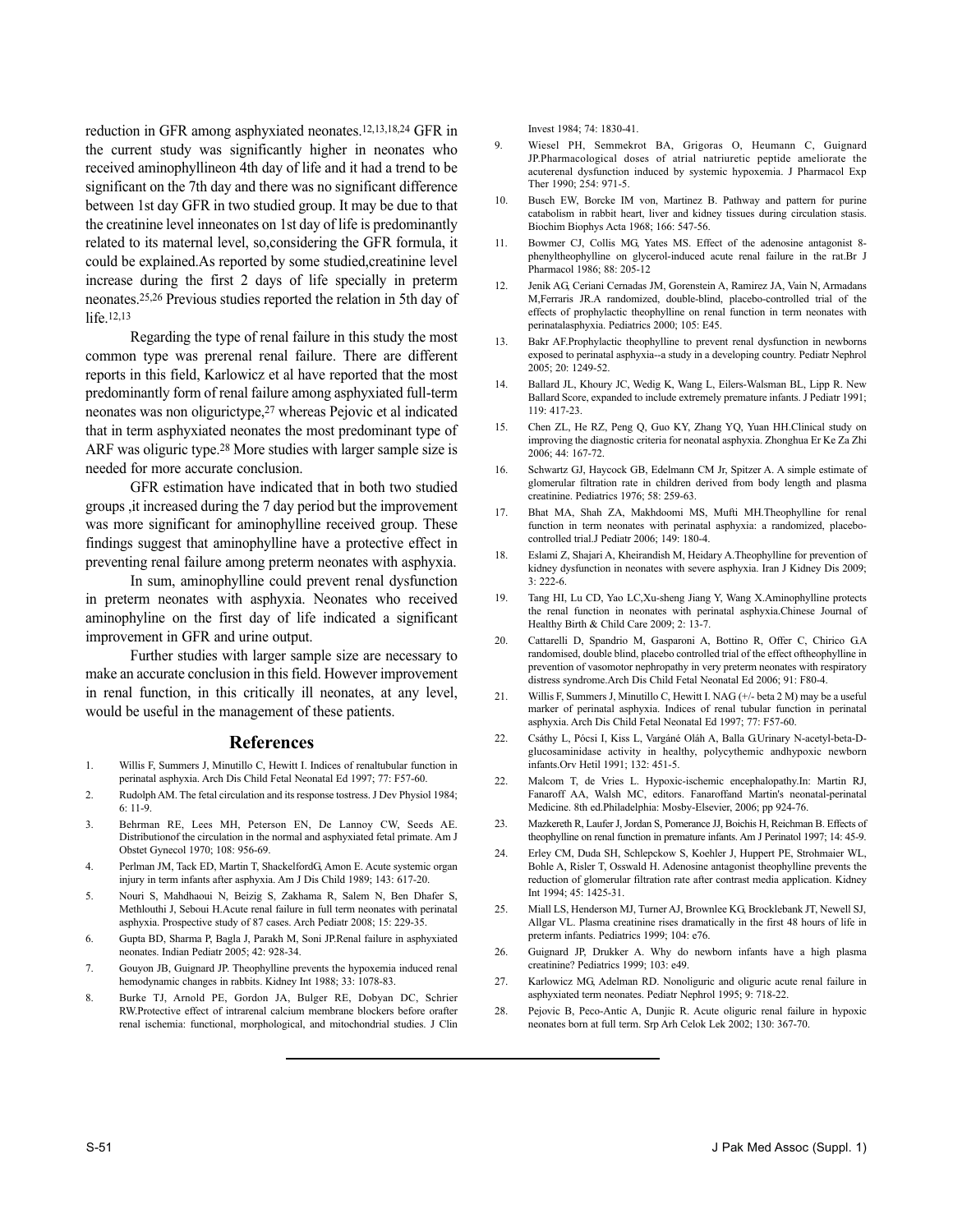reduction in GFR among asphyxiated neonates.[12,13,18,24] GFR in the current study was significantly higher in neonates who received aminophyllineon 4th day of life and it had a trend to be significant on the 7th day and there was no significant difference between 1st day GFR in two studied group. It may be due to that the creatinine level inneonates on 1st day of life is predominantly related to its maternal level, so,considering the GFR formula, it could be explained.As reported by some studied,creatinine level increase during the first 2 days of life specially in preterm neonates.[25,26] Previous studies reported the relation in 5th day of life.[12,13]

Regarding the type of renal failure in this study the most common type was prerenal renal failure. There are different reports in this field, Karlowicz et al have reported that the most predominantly form of renal failure among asphyxiated full-term neonates was non oliguric type,[27] whereas Pejovic et al indicated that in term asphyxiated neonates the most predominant type of ARF was oliguric type.[28] More studies with larger sample size is needed for more accurate conclusion.

GFR estimation have indicated that in both two studied groups ,it increased during the 7 day period but the improvement was more significant for aminophylline received group. These findings suggest that aminophylline have a protective effect in preventing renal failure among preterm neonates with asphyxia.

In sum, aminophylline could prevent renal dysfunction in preterm neonates with asphyxia. Neonates who received aminophyline on the first day of life indicated a significant improvement in GFR and urine output.

Further studies with larger sample size are necessary to make an accurate conclusion in this field. However improvement in renal function, in this critically ill neonates, at any level, would be useful in the management of these patients.

## References

1. Willis F, Summers J, Minutillo C, Hewitt I. Indices of renaltubular function in perinatal asphyxia. Arch Dis Child Fetal Neonatal Ed 1997; 77: F57-60.
2. Rudolph AM. The fetal circulation and its response tostress. J Dev Physiol 1984; 6: 11-9.
3. Behrman RE, Lees MH, Peterson EN, De Lannoy CW, Seeds AE. Distributionof the circulation in the normal and asphyxiated fetal primate. Am J Obstet Gynecol 1970; 108: 956-69.
4. Perlman JM, Tack ED, Martin T, ShackelfordG, Amon E. Acute systemic organ injury in term infants after asphyxia. Am J Dis Child 1989; 143: 617-20.
5. Nouri S, Mahdhaoui N, Beizig S, Zakhama R, Salem N, Ben Dhafer S, Methlouthi J, Seboui H.Acute renal failure in full term neonates with perinatal asphyxia. Prospective study of 87 cases. Arch Pediatr 2008; 15: 229-35.
6. Gupta BD, Sharma P, Bagla J, Parakh M, Soni JP.Renal failure in asphyxiated neonates. Indian Pediatr 2005; 42: 928-34.
7. Gouyon JB, Guignard JP. Theophylline prevents the hypoxemia induced renal hemodynamic changes in rabbits. Kidney Int 1988; 33: 1078-83.
8. Burke TJ, Arnold PE, Gordon JA, Bulger RE, Dobyan DC, Schrier RW.Protective effect of intrarenal calcium membrane blockers before orafter renal ischemia: functional, morphological, and mitochondrial studies. J Clin Invest 1984; 74: 1830-41.
9. Wiesel PH, Semmekrot BA, Grigoras O, Heumann C, Guignard JP.Pharmacological doses of atrial natriuretic peptide ameliorate the acuterenal dysfunction induced by systemic hypoxemia. J Pharmacol Exp Ther 1990; 254: 971-5.
10. Busch EW, Borcke IM von, Martinez B. Pathway and pattern for purine catabolism in rabbit heart, liver and kidney tissues during circulation stasis. Biochim Biophys Acta 1968; 166: 547-56.
11. Bowmer CJ, Collis MG, Yates MS. Effect of the adenosine antagonist 8-phenyltheophylline on glycerol-induced acute renal failure in the rat.Br J Pharmacol 1986; 88: 205-12
12. Jenik AG, Ceriani Cernadas JM, Gorenstein A, Ramirez JA, Vain N, Armadans M,Ferraris JR.A randomized, double-blind, placebo-controlled trial of the effects of prophylactic theophylline on renal function in term neonates with perinatalasphyxia. Pediatrics 2000; 105: E45.
13. Bakr AF.Prophylactic theophylline to prevent renal dysfunction in newborns exposed to perinatal asphyxia--a study in a developing country. Pediatr Nephrol 2005; 20: 1249-52.
14. Ballard JL, Khoury JC, Wedig K, Wang L, Eilers-Walsman BL, Lipp R. New Ballard Score, expanded to include extremely premature infants. J Pediatr 1991; 119: 417-23.
15. Chen ZL, He RZ, Peng Q, Guo KY, Zhang YQ, Yuan HH.Clinical study on improving the diagnostic criteria for neonatal asphyxia. Zhonghua Er Ke Za Zhi 2006; 44: 167-72.
16. Schwartz GJ, Haycock GB, Edelmann CM Jr, Spitzer A. A simple estimate of glomerular filtration rate in children derived from body length and plasma creatinine. Pediatrics 1976; 58: 259-63.
17. Bhat MA, Shah ZA, Makhdoomi MS, Mufti MH.Theophylline for renal function in term neonates with perinatal asphyxia: a randomized, placebo-controlled trial.J Pediatr 2006; 149: 180-4.
18. Eslami Z, Shajari A, Kheirandish M, Heidary A.Theophylline for prevention of kidney dysfunction in neonates with severe asphyxia. Iran J Kidney Dis 2009; 3: 222-6.
19. Tang HI, Lu CD, Yao LC,Xu-sheng Jiang Y, Wang X.Aminophylline protects the renal function in neonates with perinatal asphyxia.Chinese Journal of Healthy Birth & Child Care 2009; 2: 13-7.
20. Cattarelli D, Spandrio M, Gasparoni A, Bottino R, Offer C, Chirico G.A randomised, double blind, placebo controlled trial of the effect oftheophylline in prevention of vasomotor nephropathy in very preterm neonates with respiratory distress syndrome.Arch Dis Child Fetal Neonatal Ed 2006; 91: F80-4.
21. Willis F, Summers J, Minutillo C, Hewitt I. NAG (+/- beta 2 M) may be a useful marker of perinatal asphyxia. Indices of renal tubular function in perinatal asphyxia. Arch Dis Child Fetal Neonatal Ed 1997; 77: F57-60.
22. Csáthy L, Pócsi I, Kiss L, Vargáné Oláh A, Balla G.Urinary N-acetyl-beta-D-glucosaminidase activity in healthy, polycythemic andhypoxic newborn infants.Orv Hetil 1991; 132: 451-5.
22. Malcom T, de Vries L. Hypoxic-ischemic encephalopathy.In: Martin RJ, Fanaroff AA, Walsh MC, editors. Fanaroffand Martin's neonatal-perinatal Medicine. 8th ed.Philadelphia: Mosby-Elsevier, 2006; pp 924-76.
23. Mazkereth R, Laufer J, Jordan S, Pomerance JJ, Boichis H, Reichman B. Effects of theophylline on renal function in premature infants. Am J Perinatol 1997; 14: 45-9.
24. Erley CM, Duda SH, Schlepckow S, Koehler J, Huppert PE, Strohmaier WL, Bohle A, Risler T, Osswald H. Adenosine antagonist theophylline prevents the reduction of glomerular filtration rate after contrast media application. Kidney Int 1994; 45: 1425-31.
25. Miall LS, Henderson MJ, Turner AJ, Brownlee KG, Brocklebank JT, Newell SJ, Allgar VL. Plasma creatinine rises dramatically in the first 48 hours of life in preterm infants. Pediatrics 1999; 104: e76.
26. Guignard JP, Drukker A. Why do newborn infants have a high plasma creatinine? Pediatrics 1999; 103: e49.
27. Karlowicz MG, Adelman RD. Nonoliguric and oliguric acute renal failure in asphyxiated term neonates. Pediatr Nephrol 1995; 9: 718-22.
28. Pejovic B, Peco-Antic A, Dunjic R. Acute oliguric renal failure in hypoxic neonates born at full term. Srp Arh Celok Lek 2002; 130: 367-70.